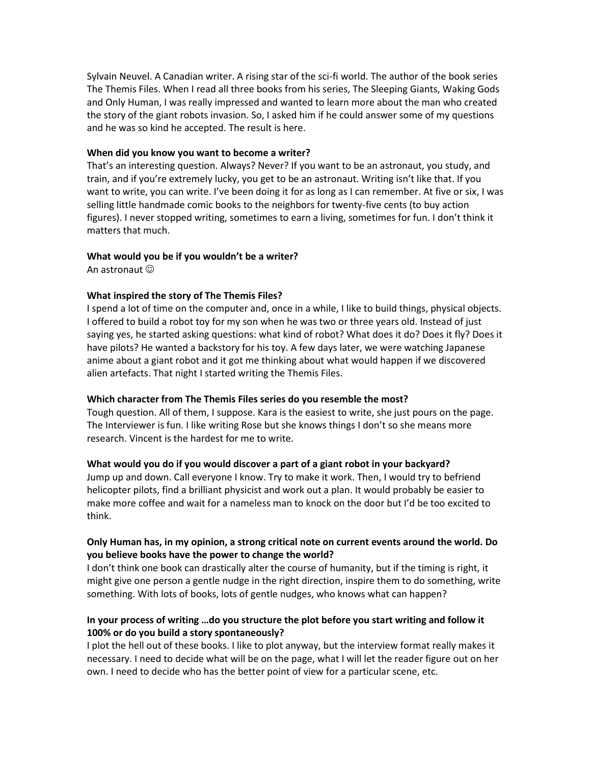Sylvain Neuvel. A Canadian writer. A rising star of the sci-fi world. The author of the book series The Themis Files. When I read all three books from his series, The Sleeping Giants, Waking Gods and Only Human, I was really impressed and wanted to learn more about the man who created the story of the giant robots invasion. So, I asked him if he could answer some of my questions and he was so kind he accepted. The result is here.

**When did you know you want to become a writer?**

That's an interesting question. Always? Never? If you want to be an astronaut, you study, and train, and if you're extremely lucky, you get to be an astronaut. Writing isn't like that. If you want to write, you can write. I've been doing it for as long as I can remember. At five or six, I was selling little handmade comic books to the neighbors for twenty-five cents (to buy action figures). I never stopped writing, sometimes to earn a living, sometimes for fun. I don't think it matters that much.

**What would you be if you wouldn't be a writer?**

An astronaut ☺

**What inspired the story of The Themis Files?**

I spend a lot of time on the computer and, once in a while, I like to build things, physical objects. I offered to build a robot toy for my son when he was two or three years old. Instead of just saying yes, he started asking questions: what kind of robot? What does it do? Does it fly? Does it have pilots? He wanted a backstory for his toy. A few days later, we were watching Japanese anime about a giant robot and it got me thinking about what would happen if we discovered alien artefacts. That night I started writing the Themis Files.

**Which character from The Themis Files series do you resemble the most?**

Tough question. All of them, I suppose. Kara is the easiest to write, she just pours on the page. The Interviewer is fun. I like writing Rose but she knows things I don't so she means more research. Vincent is the hardest for me to write.

**What would you do if you would discover a part of a giant robot in your backyard?**

Jump up and down. Call everyone I know. Try to make it work. Then, I would try to befriend helicopter pilots, find a brilliant physicist and work out a plan. It would probably be easier to make more coffee and wait for a nameless man to knock on the door but I'd be too excited to think.

**Only Human has, in my opinion, a strong critical note on current events around the world. Do you believe books have the power to change the world?**

I don't think one book can drastically alter the course of humanity, but if the timing is right, it might give one person a gentle nudge in the right direction, inspire them to do something, write something. With lots of books, lots of gentle nudges, who knows what can happen?

**In your process of writing …do you structure the plot before you start writing and follow it 100% or do you build a story spontaneously?**

I plot the hell out of these books. I like to plot anyway, but the interview format really makes it necessary. I need to decide what will be on the page, what I will let the reader figure out on her own. I need to decide who has the better point of view for a particular scene, etc.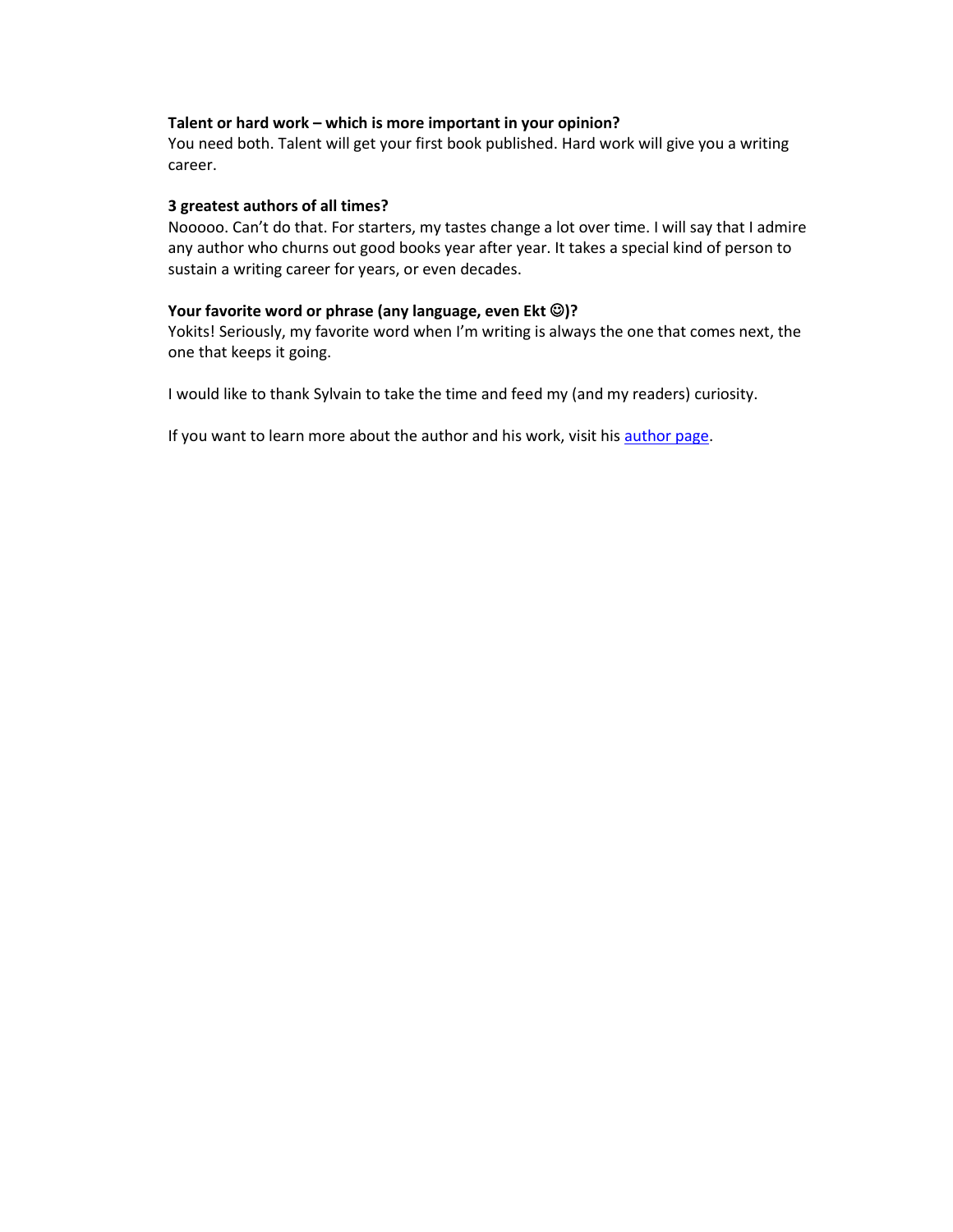**Talent or hard work – which is more important in your opinion?**
You need both. Talent will get your first book published. Hard work will give you a writing career.

**3 greatest authors of all times?**
Nooooo. Can't do that. For starters, my tastes change a lot over time. I will say that I admire any author who churns out good books year after year. It takes a special kind of person to sustain a writing career for years, or even decades.

**Your favorite word or phrase (any language, even Ekt ☺)?**
Yokits! Seriously, my favorite word when I'm writing is always the one that comes next, the one that keeps it going.

I would like to thank Sylvain to take the time and feed my (and my readers) curiosity.

If you want to learn more about the author and his work, visit his author page.